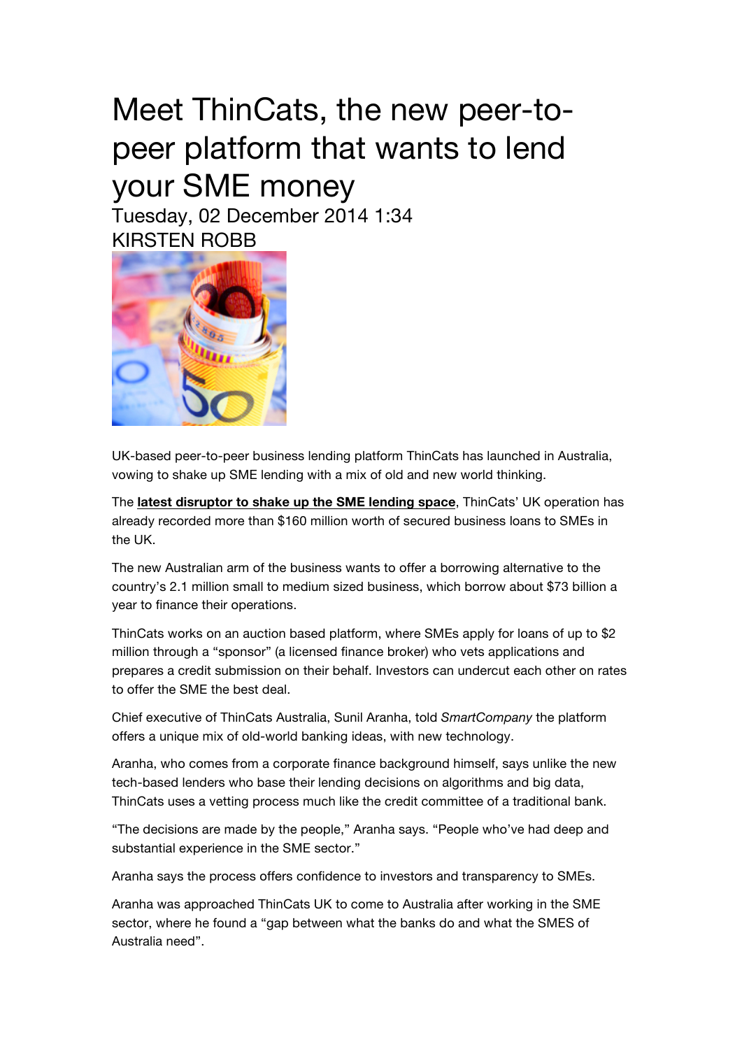# Meet ThinCats, the new peer-to-peer platform that wants to lend your SME money

Tuesday, 02 December 2014 1:34

KIRSTEN ROBB

UK-based peer-to-peer business lending platform ThinCats has launched in Australia, vowing to shake up SME lending with a mix of old and new world thinking.

The **latest disruptor to shake up the SME lending space**, ThinCats' UK operation has already recorded more than $160 million worth of secured business loans to SMEs in the UK.

The new Australian arm of the business wants to offer a borrowing alternative to the country's 2.1 million small to medium sized business, which borrow about $73 billion a year to finance their operations.

ThinCats works on an auction based platform, where SMEs apply for loans of up to $2 million through a "sponsor" (a licensed finance broker) who vets applications and prepares a credit submission on their behalf. Investors can undercut each other on rates to offer the SME the best deal.

Chief executive of ThinCats Australia, Sunil Aranha, told *SmartCompany* the platform offers a unique mix of old-world banking ideas, with new technology.

Aranha, who comes from a corporate finance background himself, says unlike the new tech-based lenders who base their lending decisions on algorithms and big data, ThinCats uses a vetting process much like the credit committee of a traditional bank.

"The decisions are made by the people," Aranha says. "People who've had deep and substantial experience in the SME sector."

Aranha says the process offers confidence to investors and transparency to SMEs.

Aranha was approached ThinCats UK to come to Australia after working in the SME sector, where he found a "gap between what the banks do and what the SMES of Australia need".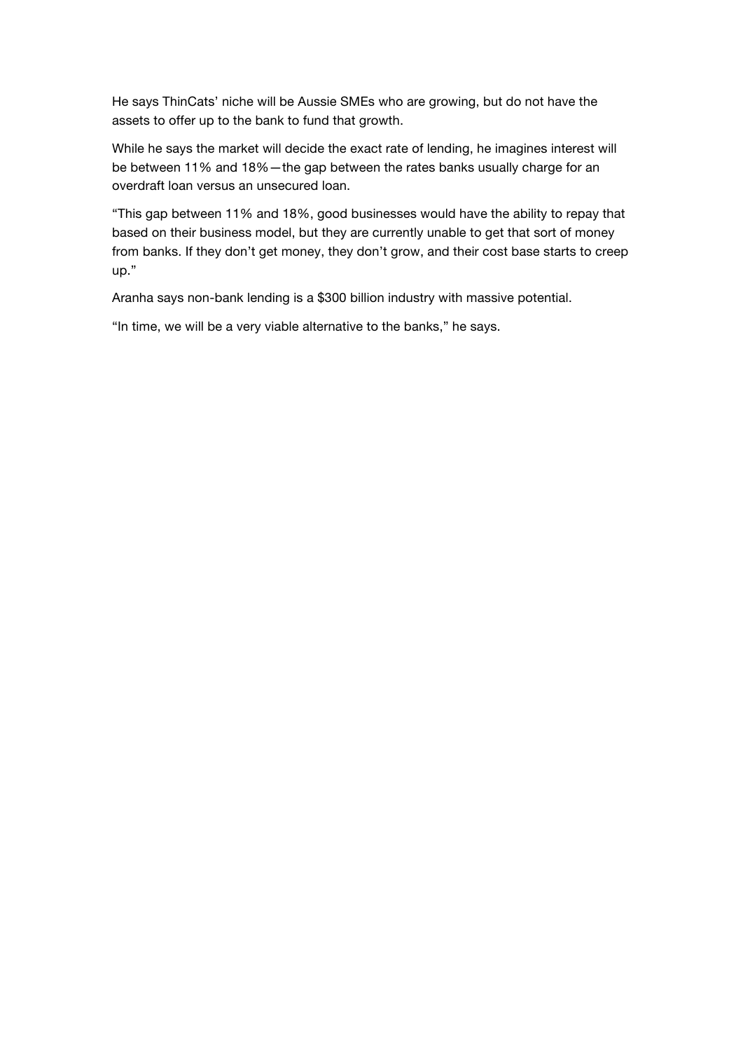He says ThinCats' niche will be Aussie SMEs who are growing, but do not have the assets to offer up to the bank to fund that growth.

While he says the market will decide the exact rate of lending, he imagines interest will be between 11% and 18%—the gap between the rates banks usually charge for an overdraft loan versus an unsecured loan.

"This gap between 11% and 18%, good businesses would have the ability to repay that based on their business model, but they are currently unable to get that sort of money from banks. If they don't get money, they don't grow, and their cost base starts to creep up."

Aranha says non-bank lending is a $300 billion industry with massive potential.

"In time, we will be a very viable alternative to the banks," he says.